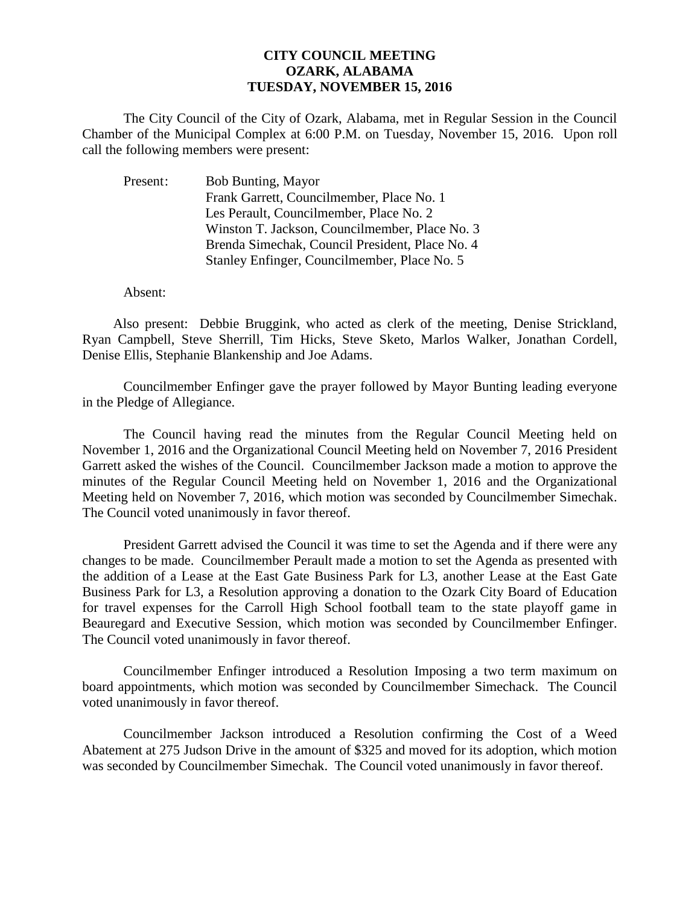**CITY COUNCIL MEETING**
**OZARK, ALABAMA**
**TUESDAY, NOVEMBER 15, 2016**

The City Council of the City of Ozark, Alabama, met in Regular Session in the Council Chamber of the Municipal Complex at 6:00 P.M. on Tuesday, November 15, 2016. Upon roll call the following members were present:

Present: Bob Bunting, Mayor
Frank Garrett, Councilmember, Place No. 1
Les Perault, Councilmember, Place No. 2
Winston T. Jackson, Councilmember, Place No. 3
Brenda Simechak, Council President, Place No. 4
Stanley Enfinger, Councilmember, Place No. 5

Absent:

Also present: Debbie Bruggink, who acted as clerk of the meeting, Denise Strickland, Ryan Campbell, Steve Sherrill, Tim Hicks, Steve Sketo, Marlos Walker, Jonathan Cordell, Denise Ellis, Stephanie Blankenship and Joe Adams.

Councilmember Enfinger gave the prayer followed by Mayor Bunting leading everyone in the Pledge of Allegiance.

The Council having read the minutes from the Regular Council Meeting held on November 1, 2016 and the Organizational Council Meeting held on November 7, 2016 President Garrett asked the wishes of the Council. Councilmember Jackson made a motion to approve the minutes of the Regular Council Meeting held on November 1, 2016 and the Organizational Meeting held on November 7, 2016, which motion was seconded by Councilmember Simechak. The Council voted unanimously in favor thereof.

President Garrett advised the Council it was time to set the Agenda and if there were any changes to be made. Councilmember Perault made a motion to set the Agenda as presented with the addition of a Lease at the East Gate Business Park for L3, another Lease at the East Gate Business Park for L3, a Resolution approving a donation to the Ozark City Board of Education for travel expenses for the Carroll High School football team to the state playoff game in Beauregard and Executive Session, which motion was seconded by Councilmember Enfinger. The Council voted unanimously in favor thereof.

Councilmember Enfinger introduced a Resolution Imposing a two term maximum on board appointments, which motion was seconded by Councilmember Simechack. The Council voted unanimously in favor thereof.

Councilmember Jackson introduced a Resolution confirming the Cost of a Weed Abatement at 275 Judson Drive in the amount of $325 and moved for its adoption, which motion was seconded by Councilmember Simechak. The Council voted unanimously in favor thereof.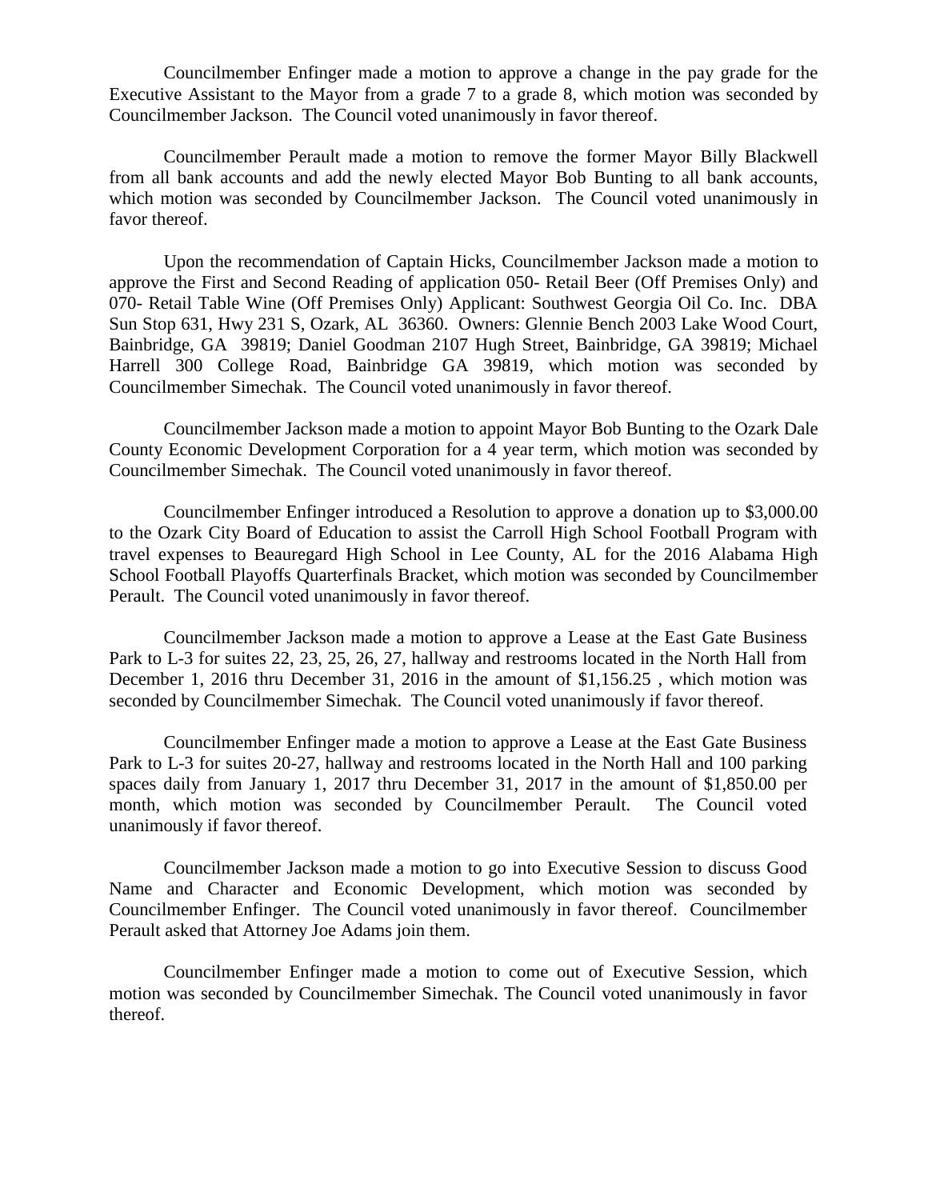Councilmember Enfinger made a motion to approve a change in the pay grade for the Executive Assistant to the Mayor from a grade 7 to a grade 8, which motion was seconded by Councilmember Jackson. The Council voted unanimously in favor thereof.

Councilmember Perault made a motion to remove the former Mayor Billy Blackwell from all bank accounts and add the newly elected Mayor Bob Bunting to all bank accounts, which motion was seconded by Councilmember Jackson. The Council voted unanimously in favor thereof.

Upon the recommendation of Captain Hicks, Councilmember Jackson made a motion to approve the First and Second Reading of application 050- Retail Beer (Off Premises Only) and 070- Retail Table Wine (Off Premises Only) Applicant: Southwest Georgia Oil Co. Inc. DBA Sun Stop 631, Hwy 231 S, Ozark, AL 36360. Owners: Glennie Bench 2003 Lake Wood Court, Bainbridge, GA 39819; Daniel Goodman 2107 Hugh Street, Bainbridge, GA 39819; Michael Harrell 300 College Road, Bainbridge GA 39819, which motion was seconded by Councilmember Simechak. The Council voted unanimously in favor thereof.

Councilmember Jackson made a motion to appoint Mayor Bob Bunting to the Ozark Dale County Economic Development Corporation for a 4 year term, which motion was seconded by Councilmember Simechak. The Council voted unanimously in favor thereof.

Councilmember Enfinger introduced a Resolution to approve a donation up to $3,000.00 to the Ozark City Board of Education to assist the Carroll High School Football Program with travel expenses to Beauregard High School in Lee County, AL for the 2016 Alabama High School Football Playoffs Quarterfinals Bracket, which motion was seconded by Councilmember Perault. The Council voted unanimously in favor thereof.

Councilmember Jackson made a motion to approve a Lease at the East Gate Business Park to L-3 for suites 22, 23, 25, 26, 27, hallway and restrooms located in the North Hall from December 1, 2016 thru December 31, 2016 in the amount of $1,156.25 , which motion was seconded by Councilmember Simechak. The Council voted unanimously if favor thereof.

Councilmember Enfinger made a motion to approve a Lease at the East Gate Business Park to L-3 for suites 20-27, hallway and restrooms located in the North Hall and 100 parking spaces daily from January 1, 2017 thru December 31, 2017 in the amount of $1,850.00 per month, which motion was seconded by Councilmember Perault. The Council voted unanimously if favor thereof.

Councilmember Jackson made a motion to go into Executive Session to discuss Good Name and Character and Economic Development, which motion was seconded by Councilmember Enfinger. The Council voted unanimously in favor thereof. Councilmember Perault asked that Attorney Joe Adams join them.

Councilmember Enfinger made a motion to come out of Executive Session, which motion was seconded by Councilmember Simechak. The Council voted unanimously in favor thereof.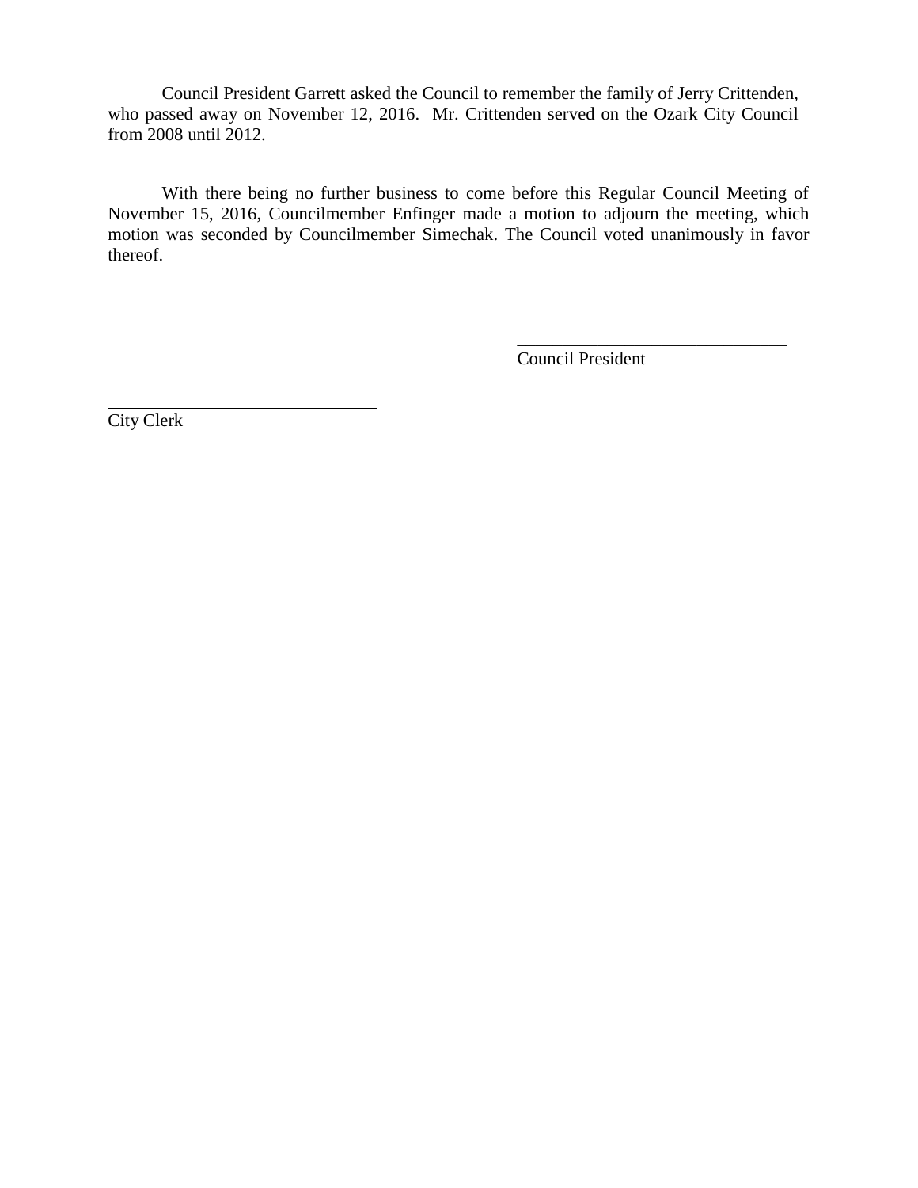Council President Garrett asked the Council to remember the family of Jerry Crittenden, who passed away on November 12, 2016. Mr. Crittenden served on the Ozark City Council from 2008 until 2012.

With there being no further business to come before this Regular Council Meeting of November 15, 2016, Councilmember Enfinger made a motion to adjourn the meeting, which motion was seconded by Councilmember Simechak. The Council voted unanimously in favor thereof.

\_\_\_\_\_\_\_\_\_\_\_\_\_\_\_\_\_\_\_\_\_\_\_\_\_\_\_\_\_\_\_
Council President

\_\_\_\_\_\_\_\_\_\_\_\_\_\_\_\_\_\_\_\_\_\_\_\_\_\_\_\_\_\_\_
City Clerk